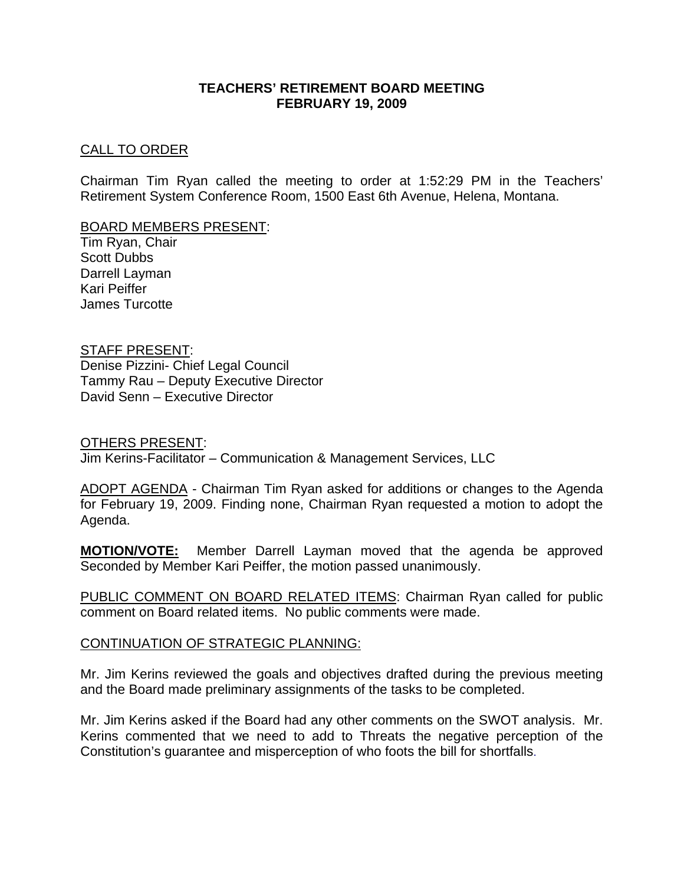# TEACHERS' RETIREMENT BOARD MEETING
# FEBRUARY 19, 2009

CALL TO ORDER

Chairman Tim Ryan called the meeting to order at 1:52:29 PM in the Teachers' Retirement System Conference Room, 1500 East 6th Avenue, Helena, Montana.

BOARD MEMBERS PRESENT:
Tim Ryan, Chair
Scott Dubbs
Darrell Layman
Kari Peiffer
James Turcotte

STAFF PRESENT:
Denise Pizzini- Chief Legal Council
Tammy Rau – Deputy Executive Director
David Senn – Executive Director

OTHERS PRESENT:
Jim Kerins-Facilitator – Communication & Management Services, LLC

ADOPT AGENDA - Chairman Tim Ryan asked for additions or changes to the Agenda for February 19, 2009. Finding none, Chairman Ryan requested a motion to adopt the Agenda.

**MOTION/VOTE:** Member Darrell Layman moved that the agenda be approved Seconded by Member Kari Peiffer, the motion passed unanimously.

PUBLIC COMMENT ON BOARD RELATED ITEMS: Chairman Ryan called for public comment on Board related items. No public comments were made.

CONTINUATION OF STRATEGIC PLANNING:

Mr. Jim Kerins reviewed the goals and objectives drafted during the previous meeting and the Board made preliminary assignments of the tasks to be completed.

Mr. Jim Kerins asked if the Board had any other comments on the SWOT analysis. Mr. Kerins commented that we need to add to Threats the negative perception of the Constitution's guarantee and misperception of who foots the bill for shortfalls.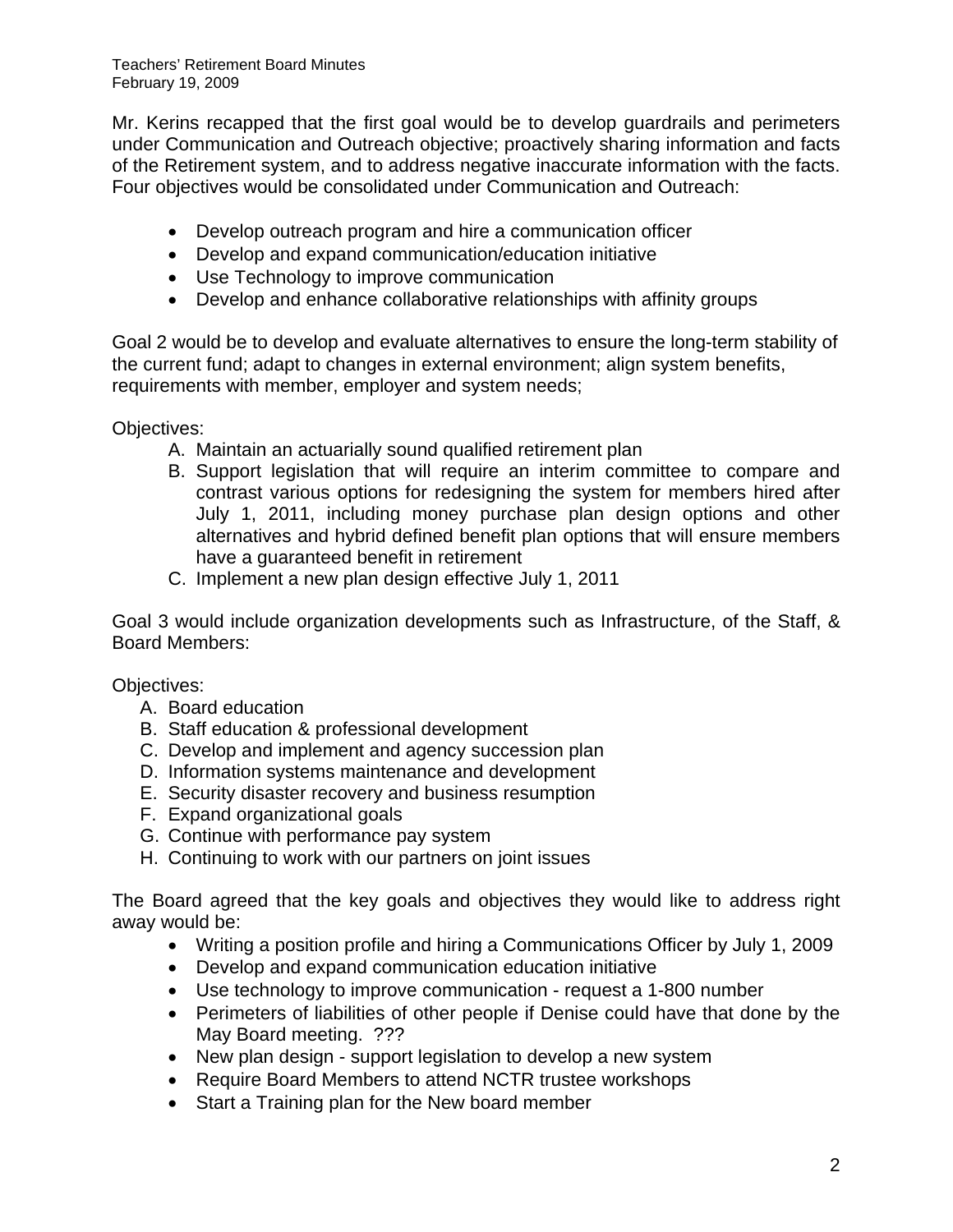Mr. Kerins recapped that the first goal would be to develop guardrails and perimeters under Communication and Outreach objective; proactively sharing information and facts of the Retirement system, and to address negative inaccurate information with the facts. Four objectives would be consolidated under Communication and Outreach:

- Develop outreach program and hire a communication officer
- Develop and expand communication/education initiative
- Use Technology to improve communication
- Develop and enhance collaborative relationships with affinity groups

Goal 2 would be to develop and evaluate alternatives to ensure the long-term stability of the current fund; adapt to changes in external environment; align system benefits, requirements with member, employer and system needs;

Objectives:

A. Maintain an actuarially sound qualified retirement plan
B. Support legislation that will require an interim committee to compare and contrast various options for redesigning the system for members hired after July 1, 2011, including money purchase plan design options and other alternatives and hybrid defined benefit plan options that will ensure members have a guaranteed benefit in retirement
C. Implement a new plan design effective July 1, 2011

Goal 3 would include organization developments such as Infrastructure, of the Staff, & Board Members:

Objectives:

A. Board education
B. Staff education & professional development
C. Develop and implement and agency succession plan
D. Information systems maintenance and development
E. Security disaster recovery and business resumption
F. Expand organizational goals
G. Continue with performance pay system
H. Continuing to work with our partners on joint issues

The Board agreed that the key goals and objectives they would like to address right away would be:

- Writing a position profile and hiring a Communications Officer by July 1, 2009
- Develop and expand communication education initiative
- Use technology to improve communication - request a 1-800 number
- Perimeters of liabilities of other people if Denise could have that done by the May Board meeting. ???
- New plan design - support legislation to develop a new system
- Require Board Members to attend NCTR trustee workshops
- Start a Training plan for the New board member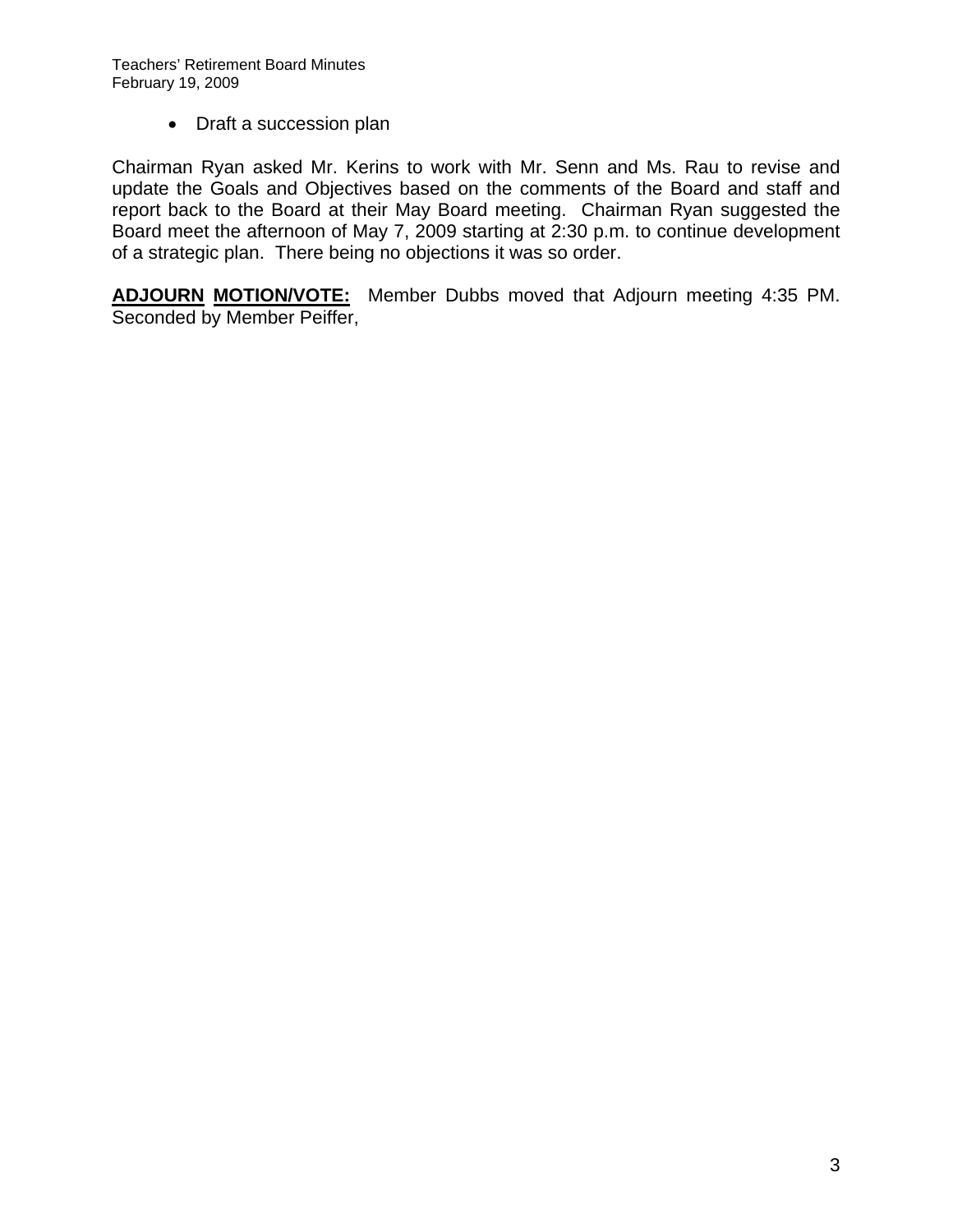- Draft a succession plan

Chairman Ryan asked Mr. Kerins to work with Mr. Senn and Ms. Rau to revise and update the Goals and Objectives based on the comments of the Board and staff and report back to the Board at their May Board meeting. Chairman Ryan suggested the Board meet the afternoon of May 7, 2009 starting at 2:30 p.m. to continue development of a strategic plan. There being no objections it was so order.

**ADJOURN MOTION/VOTE:** Member Dubbs moved that Adjourn meeting 4:35 PM. Seconded by Member Peiffer,